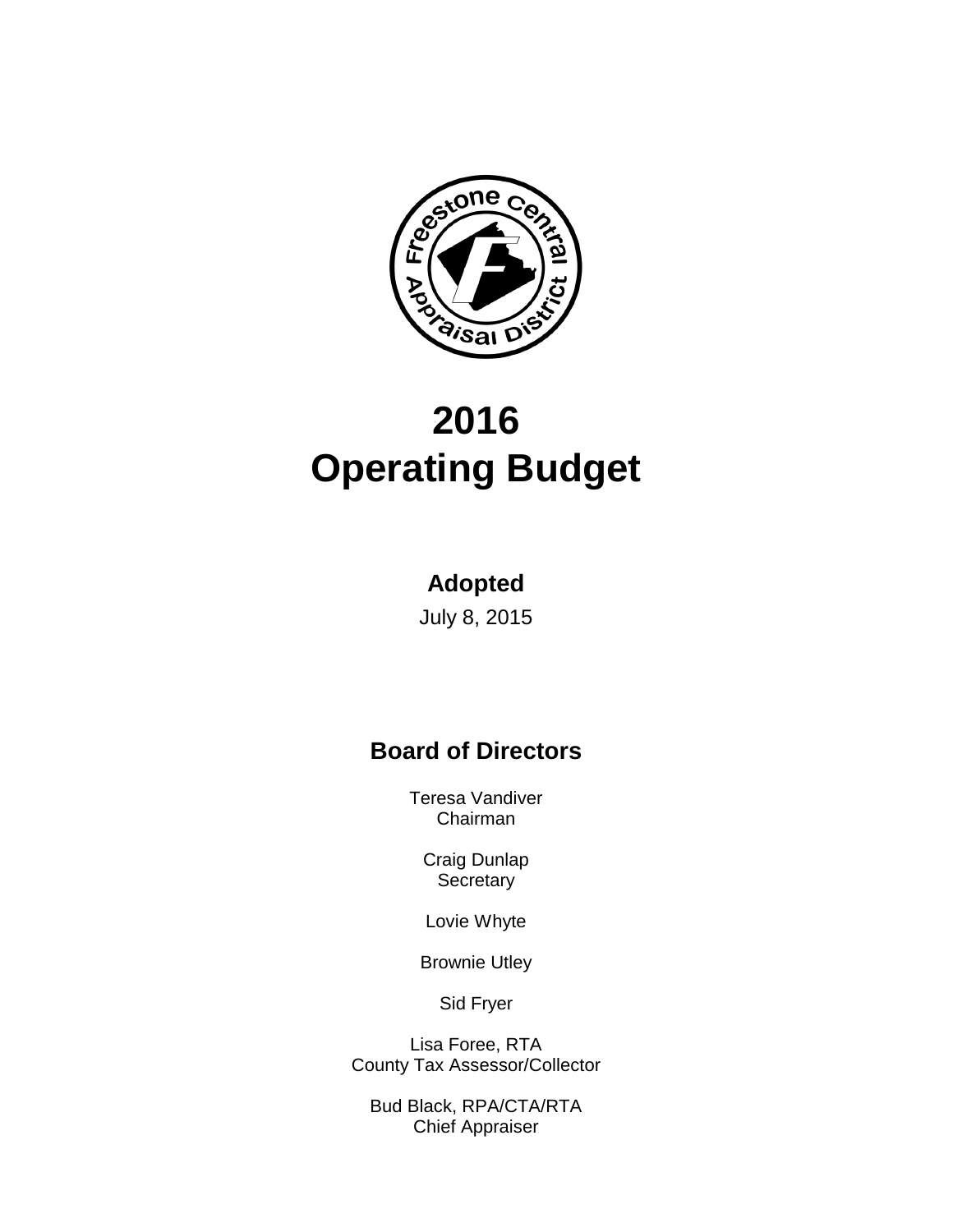# 2016
# Operating Budget

**Adopted**

July 8, 2015

## Board of Directors

Teresa Vandiver
Chairman

Craig Dunlap
Secretary

Lovie Whyte

Brownie Utley

Sid Fryer

Lisa Foree, RTA
County Tax Assessor/Collector

Bud Black, RPA/CTA/RTA
Chief Appraiser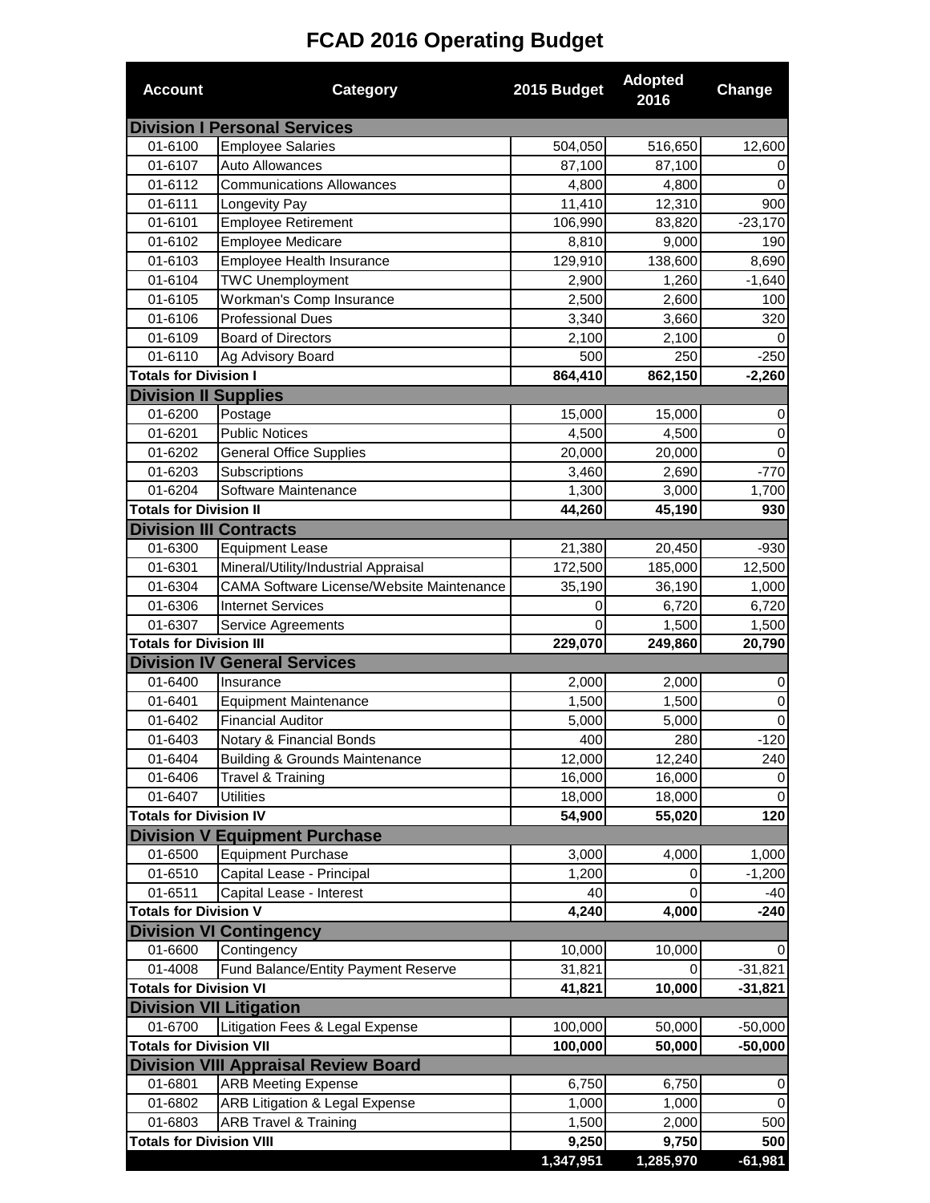# FCAD 2016 Operating Budget

| Account | Category | 2015 Budget | Adopted 2016 | Change |
|---|---|---|---|---|
| **Division I Personal Services** | | | | |
| 01-6100 | Employee Salaries | 504,050 | 516,650 | 12,600 |
| 01-6107 | Auto Allowances | 87,100 | 87,100 | 0 |
| 01-6112 | Communications Allowances | 4,800 | 4,800 | 0 |
| 01-6111 | Longevity Pay | 11,410 | 12,310 | 900 |
| 01-6101 | Employee Retirement | 106,990 | 83,820 | -23,170 |
| 01-6102 | Employee Medicare | 8,810 | 9,000 | 190 |
| 01-6103 | Employee Health Insurance | 129,910 | 138,600 | 8,690 |
| 01-6104 | TWC Unemployment | 2,900 | 1,260 | -1,640 |
| 01-6105 | Workman's Comp Insurance | 2,500 | 2,600 | 100 |
| 01-6106 | Professional Dues | 3,340 | 3,660 | 320 |
| 01-6109 | Board of Directors | 2,100 | 2,100 | 0 |
| 01-6110 | Ag Advisory Board | 500 | 250 | -250 |
| **Totals for Division I** | | **864,410** | **862,150** | **-2,260** |
| **Division II Supplies** | | | | |
| 01-6200 | Postage | 15,000 | 15,000 | 0 |
| 01-6201 | Public Notices | 4,500 | 4,500 | 0 |
| 01-6202 | General Office Supplies | 20,000 | 20,000 | 0 |
| 01-6203 | Subscriptions | 3,460 | 2,690 | -770 |
| 01-6204 | Software Maintenance | 1,300 | 3,000 | 1,700 |
| **Totals for Division II** | | **44,260** | **45,190** | **930** |
| **Division III Contracts** | | | | |
| 01-6300 | Equipment Lease | 21,380 | 20,450 | -930 |
| 01-6301 | Mineral/Utility/Industrial Appraisal | 172,500 | 185,000 | 12,500 |
| 01-6304 | CAMA Software License/Website Maintenance | 35,190 | 36,190 | 1,000 |
| 01-6306 | Internet Services | 0 | 6,720 | 6,720 |
| 01-6307 | Service Agreements | 0 | 1,500 | 1,500 |
| **Totals for Division III** | | **229,070** | **249,860** | **20,790** |
| **Division IV General Services** | | | | |
| 01-6400 | Insurance | 2,000 | 2,000 | 0 |
| 01-6401 | Equipment Maintenance | 1,500 | 1,500 | 0 |
| 01-6402 | Financial Auditor | 5,000 | 5,000 | 0 |
| 01-6403 | Notary & Financial Bonds | 400 | 280 | -120 |
| 01-6404 | Building & Grounds Maintenance | 12,000 | 12,240 | 240 |
| 01-6406 | Travel & Training | 16,000 | 16,000 | 0 |
| 01-6407 | Utilities | 18,000 | 18,000 | 0 |
| **Totals for Division IV** | | **54,900** | **55,020** | **120** |
| **Division V Equipment Purchase** | | | | |
| 01-6500 | Equipment Purchase | 3,000 | 4,000 | 1,000 |
| 01-6510 | Capital Lease - Principal | 1,200 | 0 | -1,200 |
| 01-6511 | Capital Lease - Interest | 40 | 0 | -40 |
| **Totals for Division V** | | **4,240** | **4,000** | **-240** |
| **Division VI Contingency** | | | | |
| 01-6600 | Contingency | 10,000 | 10,000 | 0 |
| 01-4008 | Fund Balance/Entity Payment Reserve | 31,821 | 0 | -31,821 |
| **Totals for Division VI** | | **41,821** | **10,000** | **-31,821** |
| **Division VII Litigation** | | | | |
| 01-6700 | Litigation Fees & Legal Expense | 100,000 | 50,000 | -50,000 |
| **Totals for Division VII** | | **100,000** | **50,000** | **-50,000** |
| **Division VIII Appraisal Review Board** | | | | |
| 01-6801 | ARB Meeting Expense | 6,750 | 6,750 | 0 |
| 01-6802 | ARB Litigation & Legal Expense | 1,000 | 1,000 | 0 |
| 01-6803 | ARB Travel & Training | 1,500 | 2,000 | 500 |
| **Totals for Division VIII** | | **9,250** | **9,750** | **500** |
| | | **1,347,951** | **1,285,970** | **-61,981** |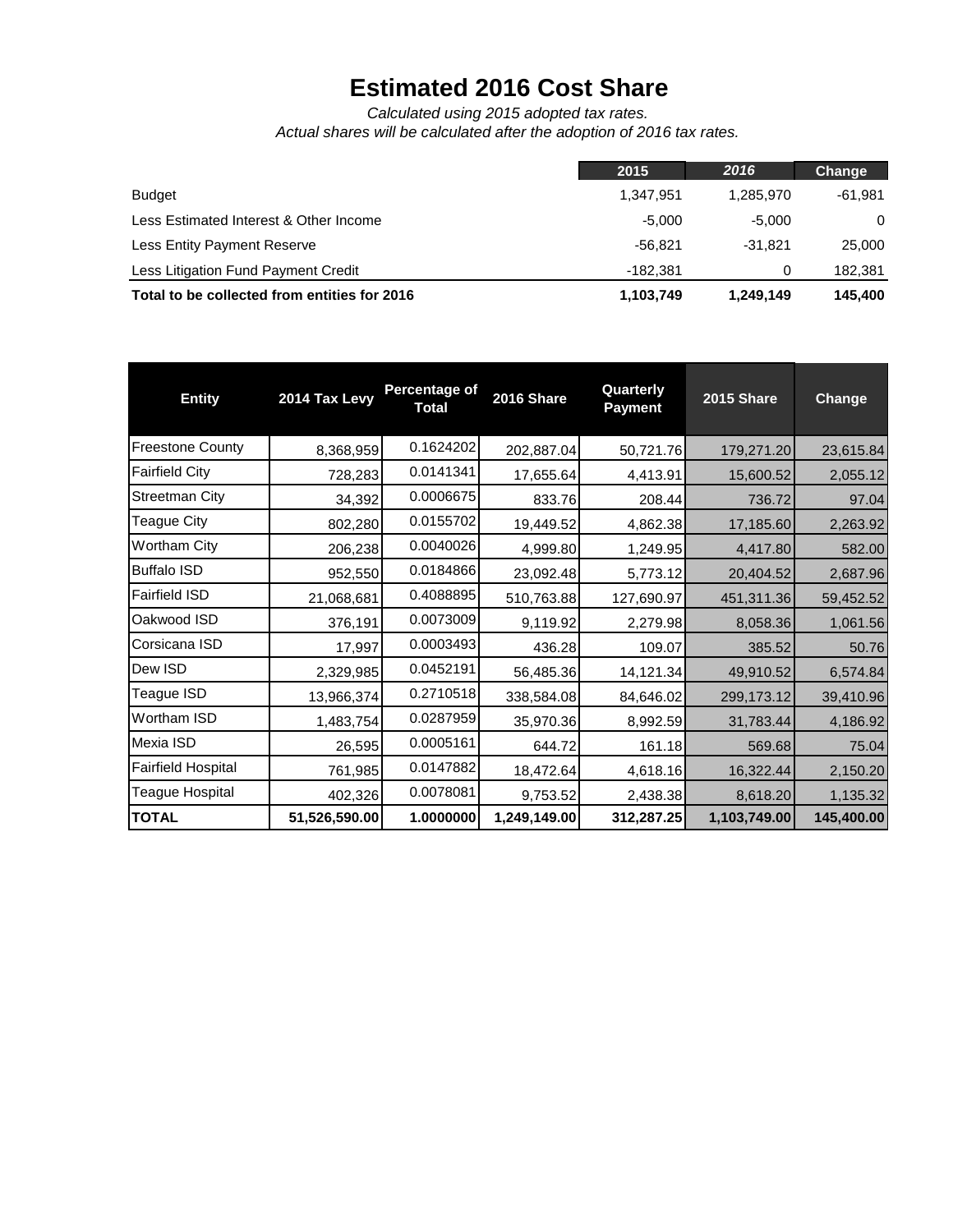# Estimated 2016 Cost Share

*Calculated using 2015 adopted tax rates.*
*Actual shares will be calculated after the adoption of 2016 tax rates.*

| | 2015 | *2016* | Change |
|---|---|---|---|
| Budget | 1,347,951 | 1,285,970 | -61,981 |
| Less Estimated Interest & Other Income | -5,000 | -5,000 | 0 |
| Less Entity Payment Reserve | -56,821 | -31,821 | 25,000 |
| Less Litigation Fund Payment Credit | -182,381 | 0 | 182,381 |
| **Total to be collected from entities for 2016** | **1,103,749** | **1,249,149** | **145,400** |

| Entity | 2014 Tax Levy | Percentage of Total | 2016 Share | Quarterly Payment | 2015 Share | Change |
|---|---|---|---|---|---|---|
| Freestone County | 8,368,959 | 0.1624202 | 202,887.04 | 50,721.76 | 179,271.20 | 23,615.84 |
| Fairfield City | 728,283 | 0.0141341 | 17,655.64 | 4,413.91 | 15,600.52 | 2,055.12 |
| Streetman City | 34,392 | 0.0006675 | 833.76 | 208.44 | 736.72 | 97.04 |
| Teague City | 802,280 | 0.0155702 | 19,449.52 | 4,862.38 | 17,185.60 | 2,263.92 |
| Wortham City | 206,238 | 0.0040026 | 4,999.80 | 1,249.95 | 4,417.80 | 582.00 |
| Buffalo ISD | 952,550 | 0.0184866 | 23,092.48 | 5,773.12 | 20,404.52 | 2,687.96 |
| Fairfield ISD | 21,068,681 | 0.4088895 | 510,763.88 | 127,690.97 | 451,311.36 | 59,452.52 |
| Oakwood ISD | 376,191 | 0.0073009 | 9,119.92 | 2,279.98 | 8,058.36 | 1,061.56 |
| Corsicana ISD | 17,997 | 0.0003493 | 436.28 | 109.07 | 385.52 | 50.76 |
| Dew ISD | 2,329,985 | 0.0452191 | 56,485.36 | 14,121.34 | 49,910.52 | 6,574.84 |
| Teague ISD | 13,966,374 | 0.2710518 | 338,584.08 | 84,646.02 | 299,173.12 | 39,410.96 |
| Wortham ISD | 1,483,754 | 0.0287959 | 35,970.36 | 8,992.59 | 31,783.44 | 4,186.92 |
| Mexia ISD | 26,595 | 0.0005161 | 644.72 | 161.18 | 569.68 | 75.04 |
| Fairfield Hospital | 761,985 | 0.0147882 | 18,472.64 | 4,618.16 | 16,322.44 | 2,150.20 |
| Teague Hospital | 402,326 | 0.0078081 | 9,753.52 | 2,438.38 | 8,618.20 | 1,135.32 |
| **TOTAL** | **51,526,590.00** | **1.0000000** | **1,249,149.00** | **312,287.25** | **1,103,749.00** | **145,400.00** |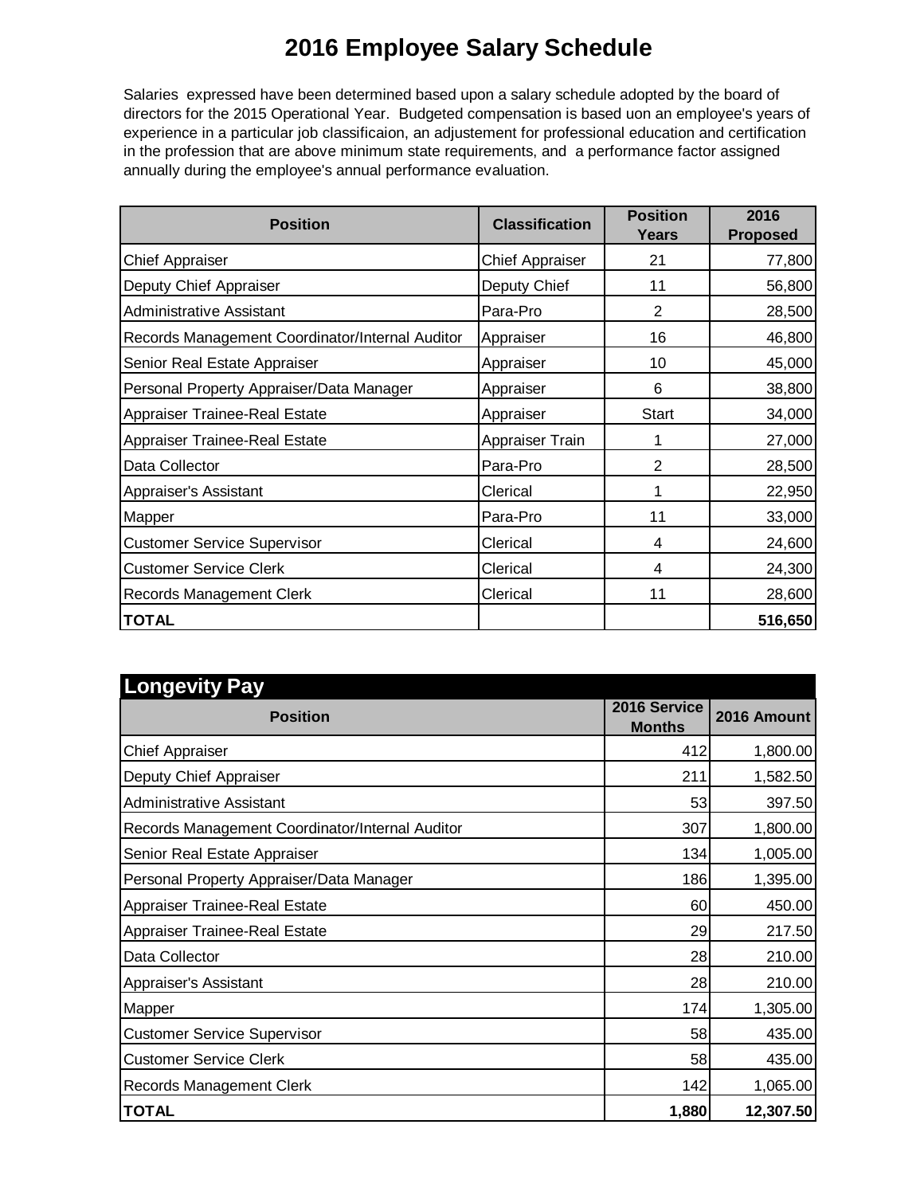# 2016 Employee Salary Schedule

Salaries expressed have been determined based upon a salary schedule adopted by the board of directors for the 2015 Operational Year. Budgeted compensation is based uon an employee's years of experience in a particular job classificaion, an adjustement for professional education and certification in the profession that are above minimum state requirements, and a performance factor assigned annually during the employee's annual performance evaluation.

| Position | Classification | Position Years | 2016 Proposed |
|---|---|---|---|
| Chief Appraiser | Chief Appraiser | 21 | 77,800 |
| Deputy Chief Appraiser | Deputy Chief | 11 | 56,800 |
| Administrative Assistant | Para-Pro | 2 | 28,500 |
| Records Management Coordinator/Internal Auditor | Appraiser | 16 | 46,800 |
| Senior Real Estate Appraiser | Appraiser | 10 | 45,000 |
| Personal Property Appraiser/Data Manager | Appraiser | 6 | 38,800 |
| Appraiser Trainee-Real Estate | Appraiser | Start | 34,000 |
| Appraiser Trainee-Real Estate | Appraiser Train | 1 | 27,000 |
| Data Collector | Para-Pro | 2 | 28,500 |
| Appraiser's Assistant | Clerical | 1 | 22,950 |
| Mapper | Para-Pro | 11 | 33,000 |
| Customer Service Supervisor | Clerical | 4 | 24,600 |
| Customer Service Clerk | Clerical | 4 | 24,300 |
| Records Management Clerk | Clerical | 11 | 28,600 |
| **TOTAL** | | | **516,650** |

## Longevity Pay

| Position | 2016 Service Months | 2016 Amount |
|---|---|---|
| Chief Appraiser | 412 | 1,800.00 |
| Deputy Chief Appraiser | 211 | 1,582.50 |
| Administrative Assistant | 53 | 397.50 |
| Records Management Coordinator/Internal Auditor | 307 | 1,800.00 |
| Senior Real Estate Appraiser | 134 | 1,005.00 |
| Personal Property Appraiser/Data Manager | 186 | 1,395.00 |
| Appraiser Trainee-Real Estate | 60 | 450.00 |
| Appraiser Trainee-Real Estate | 29 | 217.50 |
| Data Collector | 28 | 210.00 |
| Appraiser's Assistant | 28 | 210.00 |
| Mapper | 174 | 1,305.00 |
| Customer Service Supervisor | 58 | 435.00 |
| Customer Service Clerk | 58 | 435.00 |
| Records Management Clerk | 142 | 1,065.00 |
| **TOTAL** | **1,880** | **12,307.50** |